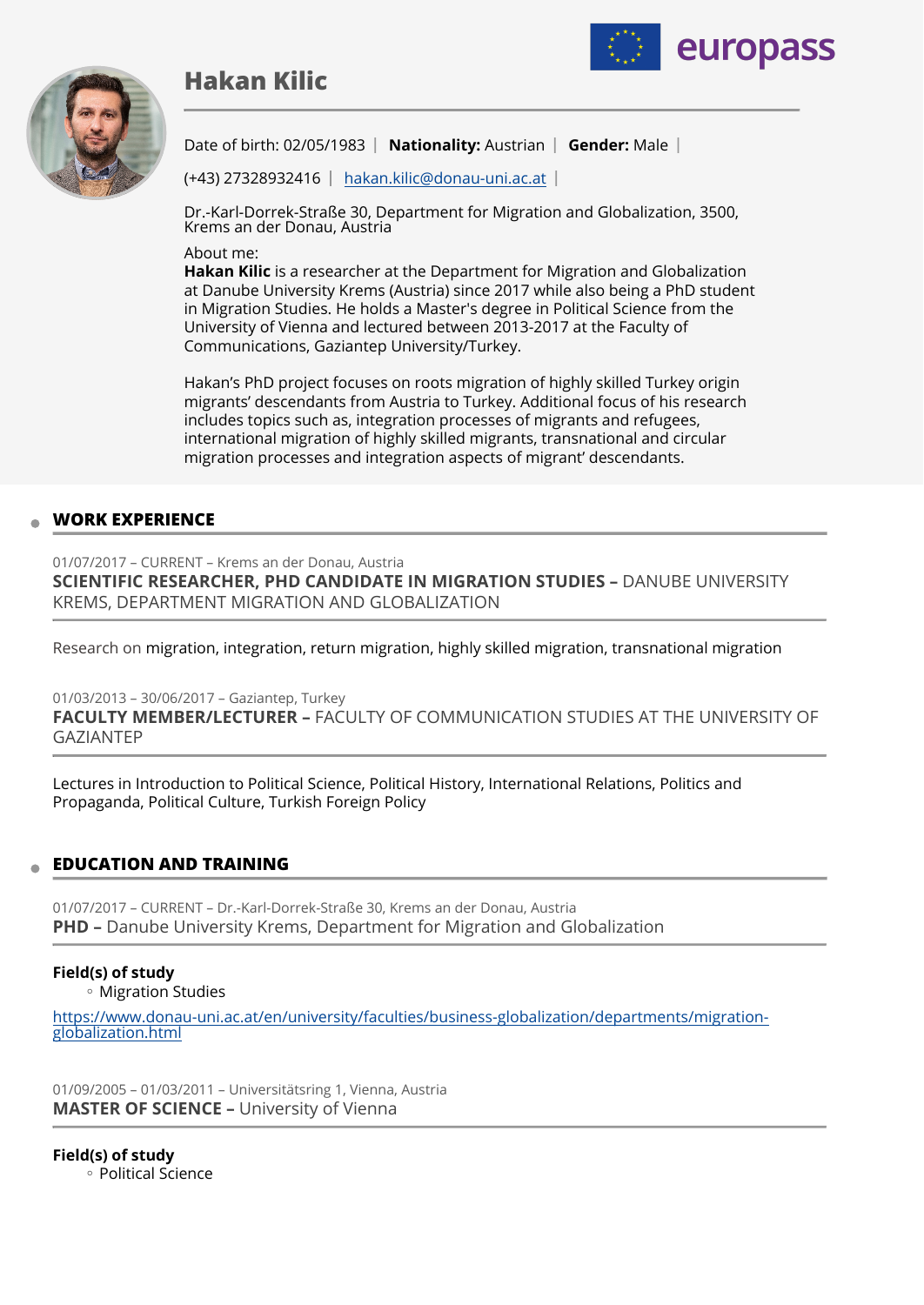# Hakan Kilic

Date of birth: 02/05/1983 | **Nationality:** Austrian | **Gender:** Male |

(+43) 27328932416 | hakan.kilic@donau-uni.ac.at |

Dr.-Karl-Dorrek-Straße 30, Department for Migration and Globalization, 3500, Krems an der Donau, Austria

About me:
**Hakan Kilic** is a researcher at the Department for Migration and Globalization at Danube University Krems (Austria) since 2017 while also being a PhD student in Migration Studies. He holds a Master's degree in Political Science from the University of Vienna and lectured between 2013-2017 at the Faculty of Communications, Gaziantep University/Turkey.

Hakan's PhD project focuses on roots migration of highly skilled Turkey origin migrants' descendants from Austria to Turkey. Additional focus of his research includes topics such as, integration processes of migrants and refugees, international migration of highly skilled migrants, transnational and circular migration processes and integration aspects of migrant' descendants.

## WORK EXPERIENCE

01/07/2017 – CURRENT – Krems an der Donau, Austria
**SCIENTIFIC RESEARCHER, PHD CANDIDATE IN MIGRATION STUDIES –** DANUBE UNIVERSITY KREMS, DEPARTMENT MIGRATION AND GLOBALIZATION

Research on migration, integration, return migration, highly skilled migration, transnational migration

01/03/2013 – 30/06/2017 – Gaziantep, Turkey
**FACULTY MEMBER/LECTURER –** FACULTY OF COMMUNICATION STUDIES AT THE UNIVERSITY OF GAZIANTEP

Lectures in Introduction to Political Science, Political History, International Relations, Politics and Propaganda, Political Culture, Turkish Foreign Policy

## EDUCATION AND TRAINING

01/07/2017 – CURRENT – Dr.-Karl-Dorrek-Straße 30, Krems an der Donau, Austria
**PHD –** Danube University Krems, Department for Migration and Globalization

**Field(s) of study**
- Migration Studies

https://www.donau-uni.ac.at/en/university/faculties/business-globalization/departments/migration-globalization.html

01/09/2005 – 01/03/2011 – Universitätsring 1, Vienna, Austria
**MASTER OF SCIENCE –** University of Vienna

**Field(s) of study**
- Political Science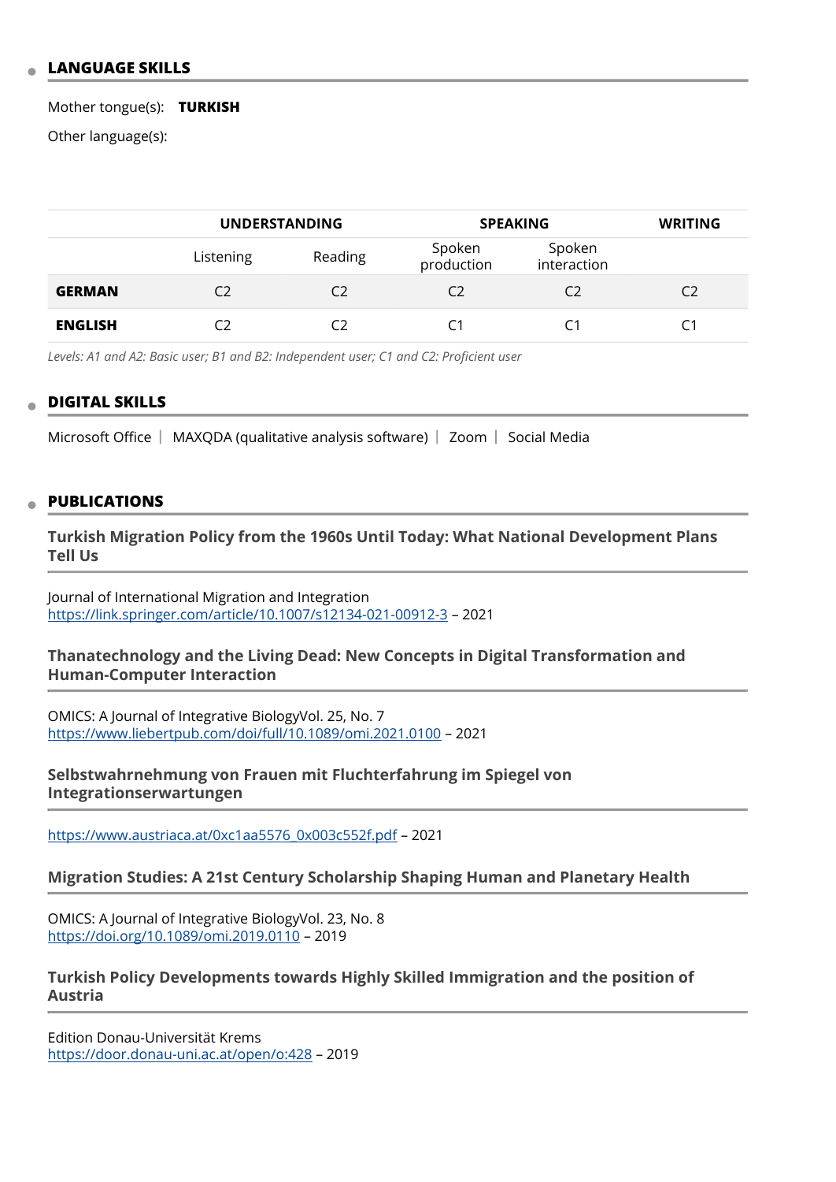## LANGUAGE SKILLS

Mother tongue(s): **TURKISH**

Other language(s):

| | UNDERSTANDING | | SPEAKING | | WRITING |
|---|---|---|---|---|---|
| | Listening | Reading | Spoken production | Spoken interaction | |
| **GERMAN** | C2 | C2 | C2 | C2 | C2 |
| **ENGLISH** | C2 | C2 | C1 | C1 | C1 |

*Levels: A1 and A2: Basic user; B1 and B2: Independent user; C1 and C2: Proficient user*

## DIGITAL SKILLS

Microsoft Office | MAXQDA (qualitative analysis software) | Zoom | Social Media

## PUBLICATIONS

### Turkish Migration Policy from the 1960s Until Today: What National Development Plans Tell Us

Journal of International Migration and Integration
https://link.springer.com/article/10.1007/s12134-021-00912-3 – 2021

### Thanatechnology and the Living Dead: New Concepts in Digital Transformation and Human-Computer Interaction

OMICS: A Journal of Integrative BiologyVol. 25, No. 7
https://www.liebertpub.com/doi/full/10.1089/omi.2021.0100 – 2021

### Selbstwahrnehmung von Frauen mit Fluchterfahrung im Spiegel von Integrationserwartungen

https://www.austriaca.at/0xc1aa5576_0x003c552f.pdf – 2021

### Migration Studies: A 21st Century Scholarship Shaping Human and Planetary Health

OMICS: A Journal of Integrative BiologyVol. 23, No. 8
https://doi.org/10.1089/omi.2019.0110 – 2019

### Turkish Policy Developments towards Highly Skilled Immigration and the position of Austria

Edition Donau-Universität Krems
https://door.donau-uni.ac.at/open/o:428 – 2019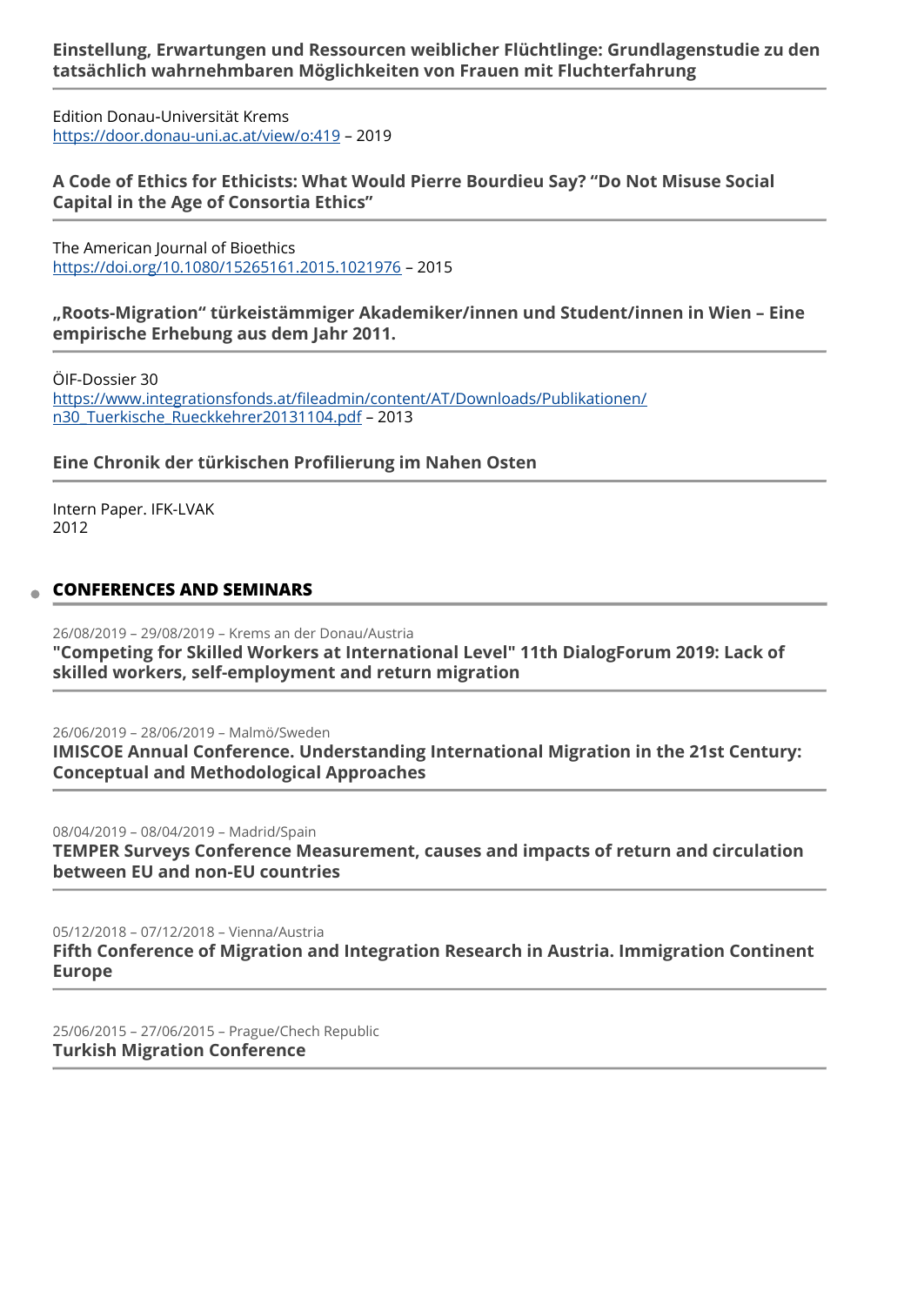### Einstellung, Erwartungen und Ressourcen weiblicher Flüchtlinge: Grundlagenstudie zu den tatsächlich wahrnehmbaren Möglichkeiten von Frauen mit Fluchterfahrung

Edition Donau-Universität Krems
https://door.donau-uni.ac.at/view/o:419 – 2019

### A Code of Ethics for Ethicists: What Would Pierre Bourdieu Say? "Do Not Misuse Social Capital in the Age of Consortia Ethics"

The American Journal of Bioethics
https://doi.org/10.1080/15265161.2015.1021976 – 2015

### „Roots-Migration" türkeistämmiger Akademiker/innen und Student/innen in Wien – Eine empirische Erhebung aus dem Jahr 2011.

ÖIF-Dossier 30
https://www.integrationsfonds.at/fileadmin/content/AT/Downloads/Publikationen/n30_Tuerkische_Rueckkehrer20131104.pdf – 2013

### Eine Chronik der türkischen Profilierung im Nahen Osten

Intern Paper. IFK-LVAK
2012

## CONFERENCES AND SEMINARS

26/08/2019 – 29/08/2019 – Krems an der Donau/Austria
**"Competing for Skilled Workers at International Level" 11th DialogForum 2019: Lack of skilled workers, self-employment and return migration**

26/06/2019 – 28/06/2019 – Malmö/Sweden
**IMISCOE Annual Conference. Understanding International Migration in the 21st Century: Conceptual and Methodological Approaches**

08/04/2019 – 08/04/2019 – Madrid/Spain
**TEMPER Surveys Conference Measurement, causes and impacts of return and circulation between EU and non-EU countries**

05/12/2018 – 07/12/2018 – Vienna/Austria
**Fifth Conference of Migration and Integration Research in Austria. Immigration Continent Europe**

25/06/2015 – 27/06/2015 – Prague/Chech Republic
**Turkish Migration Conference**